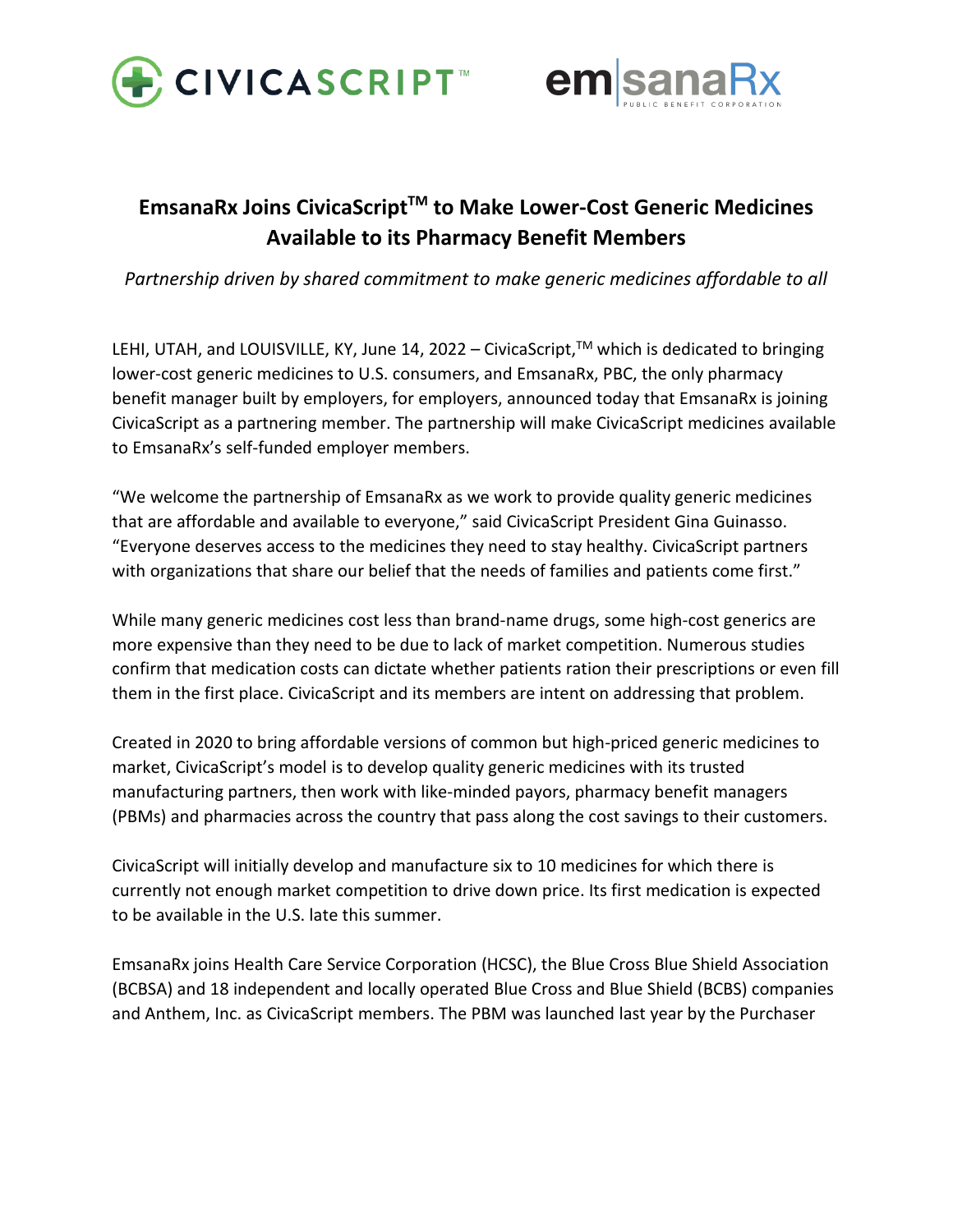# EmsanaRx Joins CivicaScript™ to Make Lower-Cost Generic Medicines Available to its Pharmacy Benefit Members

*Partnership driven by shared commitment to make generic medicines affordable to all*

LEHI, UTAH, and LOUISVILLE, KY, June 14, 2022 – CivicaScript,™ which is dedicated to bringing lower-cost generic medicines to U.S. consumers, and EmsanaRx, PBC, the only pharmacy benefit manager built by employers, for employers, announced today that EmsanaRx is joining CivicaScript as a partnering member. The partnership will make CivicaScript medicines available to EmsanaRx's self-funded employer members.

"We welcome the partnership of EmsanaRx as we work to provide quality generic medicines that are affordable and available to everyone," said CivicaScript President Gina Guinasso. "Everyone deserves access to the medicines they need to stay healthy. CivicaScript partners with organizations that share our belief that the needs of families and patients come first."

While many generic medicines cost less than brand-name drugs, some high-cost generics are more expensive than they need to be due to lack of market competition. Numerous studies confirm that medication costs can dictate whether patients ration their prescriptions or even fill them in the first place. CivicaScript and its members are intent on addressing that problem.

Created in 2020 to bring affordable versions of common but high-priced generic medicines to market, CivicaScript's model is to develop quality generic medicines with its trusted manufacturing partners, then work with like-minded payors, pharmacy benefit managers (PBMs) and pharmacies across the country that pass along the cost savings to their customers.

CivicaScript will initially develop and manufacture six to 10 medicines for which there is currently not enough market competition to drive down price. Its first medication is expected to be available in the U.S. late this summer.

EmsanaRx joins Health Care Service Corporation (HCSC), the Blue Cross Blue Shield Association (BCBSA) and 18 independent and locally operated Blue Cross and Blue Shield (BCBS) companies and Anthem, Inc. as CivicaScript members. The PBM was launched last year by the Purchaser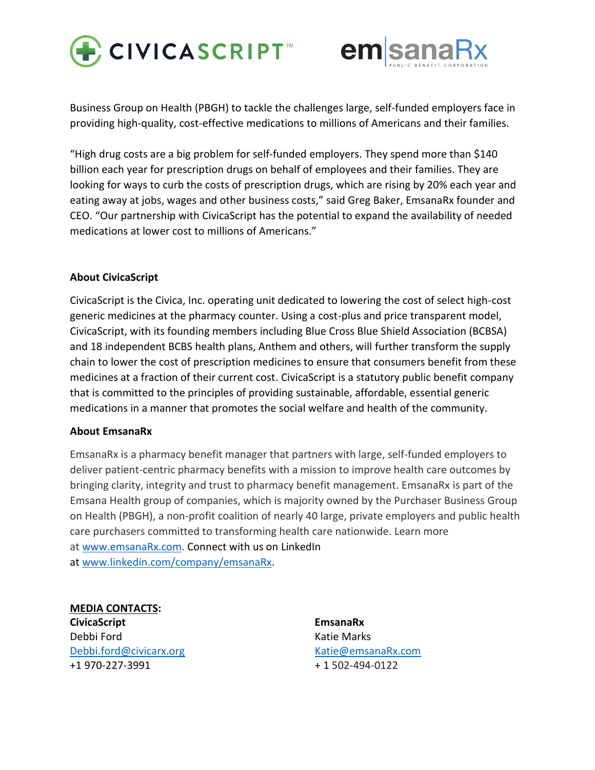Business Group on Health (PBGH) to tackle the challenges large, self-funded employers face in providing high-quality, cost-effective medications to millions of Americans and their families.

"High drug costs are a big problem for self-funded employers. They spend more than $140 billion each year for prescription drugs on behalf of employees and their families. They are looking for ways to curb the costs of prescription drugs, which are rising by 20% each year and eating away at jobs, wages and other business costs," said Greg Baker, EmsanaRx founder and CEO. "Our partnership with CivicaScript has the potential to expand the availability of needed medications at lower cost to millions of Americans."

**About CivicaScript**

CivicaScript is the Civica, Inc. operating unit dedicated to lowering the cost of select high-cost generic medicines at the pharmacy counter. Using a cost-plus and price transparent model, CivicaScript, with its founding members including Blue Cross Blue Shield Association (BCBSA) and 18 independent BCBS health plans, Anthem and others, will further transform the supply chain to lower the cost of prescription medicines to ensure that consumers benefit from these medicines at a fraction of their current cost. CivicaScript is a statutory public benefit company that is committed to the principles of providing sustainable, affordable, essential generic medications in a manner that promotes the social welfare and health of the community.

**About EmsanaRx**

EmsanaRx is a pharmacy benefit manager that partners with large, self-funded employers to deliver patient-centric pharmacy benefits with a mission to improve health care outcomes by bringing clarity, integrity and trust to pharmacy benefit management. EmsanaRx is part of the Emsana Health group of companies, which is majority owned by the Purchaser Business Group on Health (PBGH), a non-profit coalition of nearly 40 large, private employers and public health care purchasers committed to transforming health care nationwide. Learn more at www.emsanaRx.com. Connect with us on LinkedIn at www.linkedin.com/company/emsanaRx.

**MEDIA CONTACTS:**

**CivicaScript**
Debbi Ford
Debbi.ford@civicarx.org
+1 970-227-3991

**EmsanaRx**
Katie Marks
Katie@emsanaRx.com
+ 1 502-494-0122